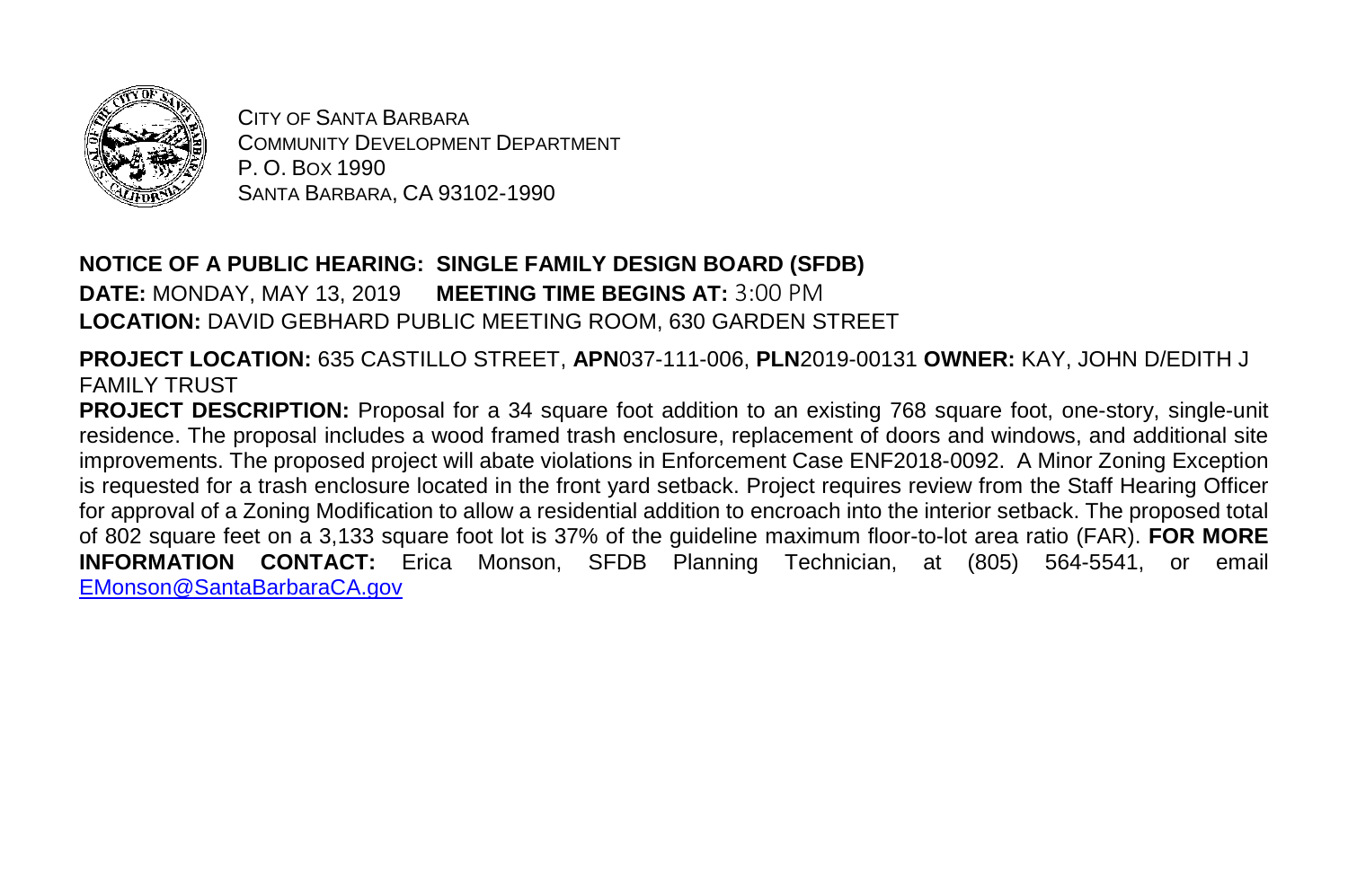CITY OF SANTA BARBARA
COMMUNITY DEVELOPMENT DEPARTMENT
P. O. BOX 1990
SANTA BARBARA, CA 93102-1990

**NOTICE OF A PUBLIC HEARING: SINGLE FAMILY DESIGN BOARD (SFDB)**
**DATE:** MONDAY, MAY 13, 2019 **MEETING TIME BEGINS AT:** 3:00 PM
**LOCATION:** DAVID GEBHARD PUBLIC MEETING ROOM, 630 GARDEN STREET

**PROJECT LOCATION:** 635 CASTILLO STREET, **APN**037-111-006, **PLN**2019-00131 **OWNER:** KAY, JOHN D/EDITH J FAMILY TRUST

**PROJECT DESCRIPTION:** Proposal for a 34 square foot addition to an existing 768 square foot, one-story, single-unit residence. The proposal includes a wood framed trash enclosure, replacement of doors and windows, and additional site improvements. The proposed project will abate violations in Enforcement Case ENF2018-0092. A Minor Zoning Exception is requested for a trash enclosure located in the front yard setback. Project requires review from the Staff Hearing Officer for approval of a Zoning Modification to allow a residential addition to encroach into the interior setback. The proposed total of 802 square feet on a 3,133 square foot lot is 37% of the guideline maximum floor-to-lot area ratio (FAR). **FOR MORE INFORMATION CONTACT:** Erica Monson, SFDB Planning Technician, at (805) 564-5541, or email EMonson@SantaBarbaraCA.gov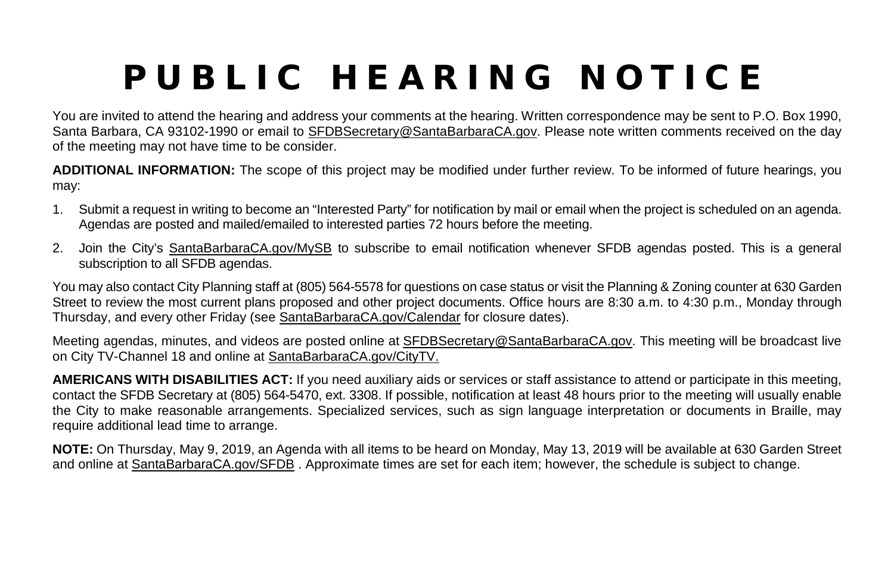# PUBLIC HEARING NOTICE

You are invited to attend the hearing and address your comments at the hearing. Written correspondence may be sent to P.O. Box 1990, Santa Barbara, CA 93102-1990 or email to SFDBSecretary@SantaBarbaraCA.gov. Please note written comments received on the day of the meeting may not have time to be consider.

**ADDITIONAL INFORMATION:** The scope of this project may be modified under further review. To be informed of future hearings, you may:

1. Submit a request in writing to become an "Interested Party" for notification by mail or email when the project is scheduled on an agenda. Agendas are posted and mailed/emailed to interested parties 72 hours before the meeting.
2. Join the City's SantaBarbaraCA.gov/MySB to subscribe to email notification whenever SFDB agendas posted. This is a general subscription to all SFDB agendas.

You may also contact City Planning staff at (805) 564-5578 for questions on case status or visit the Planning & Zoning counter at 630 Garden Street to review the most current plans proposed and other project documents. Office hours are 8:30 a.m. to 4:30 p.m., Monday through Thursday, and every other Friday (see SantaBarbaraCA.gov/Calendar for closure dates).

Meeting agendas, minutes, and videos are posted online at SFDBSecretary@SantaBarbaraCA.gov. This meeting will be broadcast live on City TV-Channel 18 and online at SantaBarbaraCA.gov/CityTV.

**AMERICANS WITH DISABILITIES ACT:** If you need auxiliary aids or services or staff assistance to attend or participate in this meeting, contact the SFDB Secretary at (805) 564-5470, ext. 3308. If possible, notification at least 48 hours prior to the meeting will usually enable the City to make reasonable arrangements. Specialized services, such as sign language interpretation or documents in Braille, may require additional lead time to arrange.

**NOTE:** On Thursday, May 9, 2019, an Agenda with all items to be heard on Monday, May 13, 2019 will be available at 630 Garden Street and online at SantaBarbaraCA.gov/SFDB . Approximate times are set for each item; however, the schedule is subject to change.